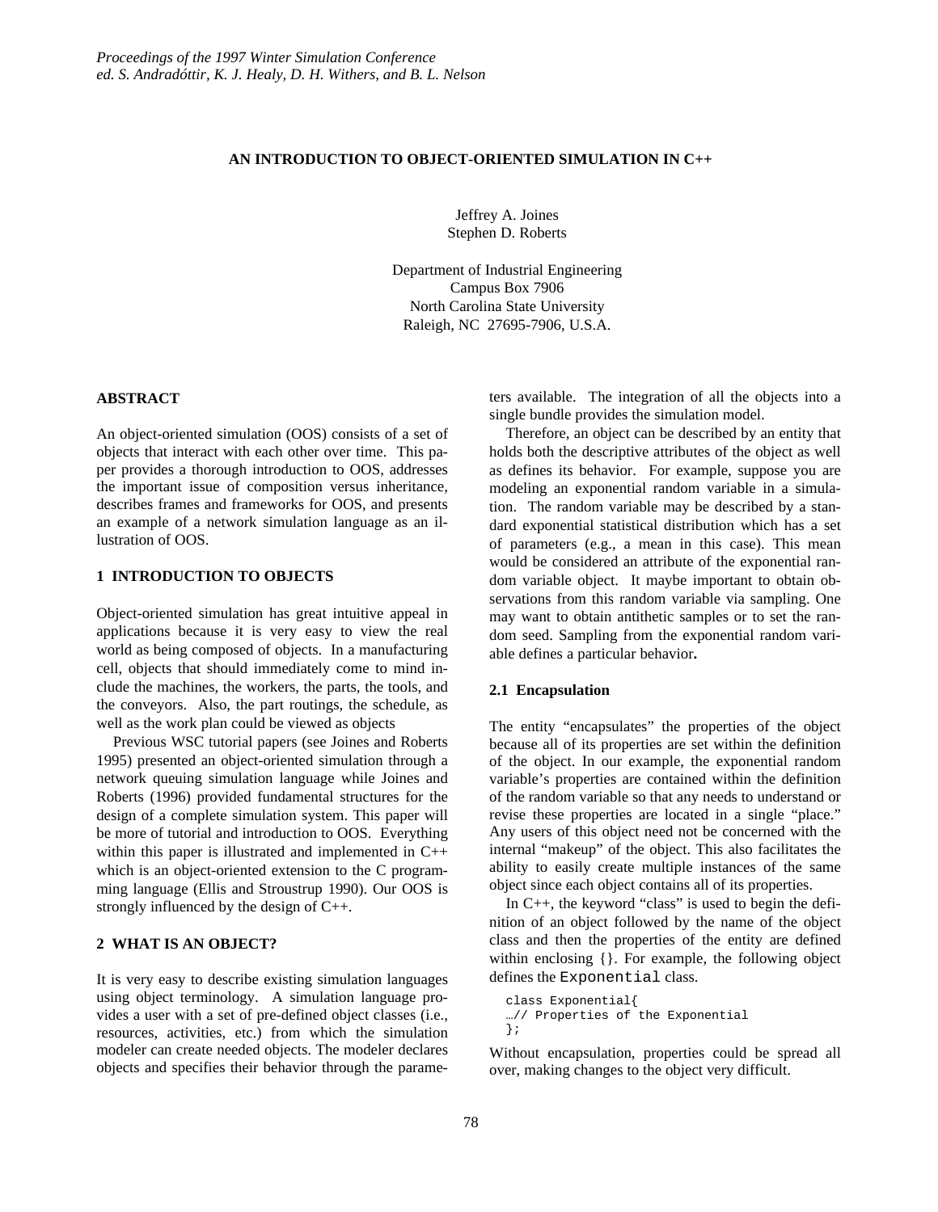# AN INTRODUCTION TO OBJECT-ORIENTED SIMULATION IN C++

Jeffrey A. Joines
Stephen D. Roberts

Department of Industrial Engineering
Campus Box 7906
North Carolina State University
Raleigh, NC 27695-7906, U.S.A.

## ABSTRACT

An object-oriented simulation (OOS) consists of a set of objects that interact with each other over time. This paper provides a thorough introduction to OOS, addresses the important issue of composition versus inheritance, describes frames and frameworks for OOS, and presents an example of a network simulation language as an illustration of OOS.

## 1 INTRODUCTION TO OBJECTS

Object-oriented simulation has great intuitive appeal in applications because it is very easy to view the real world as being composed of objects. In a manufacturing cell, objects that should immediately come to mind include the machines, the workers, the parts, the tools, and the conveyors. Also, the part routings, the schedule, as well as the work plan could be viewed as objects

Previous WSC tutorial papers (see Joines and Roberts 1995) presented an object-oriented simulation through a network queuing simulation language while Joines and Roberts (1996) provided fundamental structures for the design of a complete simulation system. This paper will be more of tutorial and introduction to OOS. Everything within this paper is illustrated and implemented in C++ which is an object-oriented extension to the C programming language (Ellis and Stroustrup 1990). Our OOS is strongly influenced by the design of C++.

## 2 WHAT IS AN OBJECT?

It is very easy to describe existing simulation languages using object terminology. A simulation language provides a user with a set of pre-defined object classes (i.e., resources, activities, etc.) from which the simulation modeler can create needed objects. The modeler declares objects and specifies their behavior through the parameters available. The integration of all the objects into a single bundle provides the simulation model.

Therefore, an object can be described by an entity that holds both the descriptive attributes of the object as well as defines its behavior. For example, suppose you are modeling an exponential random variable in a simulation. The random variable may be described by a standard exponential statistical distribution which has a set of parameters (e.g., a mean in this case). This mean would be considered an attribute of the exponential random variable object. It maybe important to obtain observations from this random variable via sampling. One may want to obtain antithetic samples or to set the random seed. Sampling from the exponential random variable defines a particular behavior**.**

### 2.1 Encapsulation

The entity "encapsulates" the properties of the object because all of its properties are set within the definition of the object. In our example, the exponential random variable's properties are contained within the definition of the random variable so that any needs to understand or revise these properties are located in a single "place." Any users of this object need not be concerned with the internal "makeup" of the object. This also facilitates the ability to easily create multiple instances of the same object since each object contains all of its properties.

In C++, the keyword "class" is used to begin the definition of an object followed by the name of the object class and then the properties of the entity are defined within enclosing {}. For example, the following object defines the `Exponential` class.

```
class Exponential{
…// Properties of the Exponential
};
```

Without encapsulation, properties could be spread all over, making changes to the object very difficult.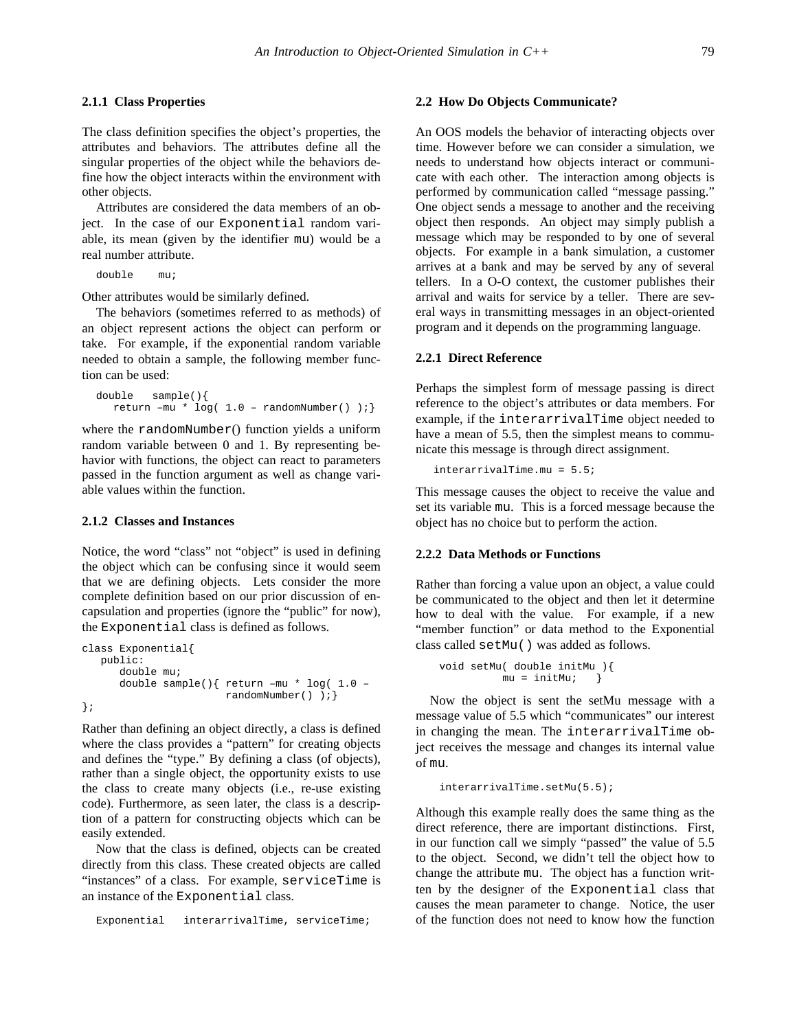### 2.1.1 Class Properties

The class definition specifies the object's properties, the attributes and behaviors. The attributes define all the singular properties of the object while the behaviors define how the object interacts within the environment with other objects.

Attributes are considered the data members of an object. In the case of our `Exponential` random variable, its mean (given by the identifier `mu`) would be a real number attribute.

```
double    mu;
```

Other attributes would be similarly defined.

The behaviors (sometimes referred to as methods) of an object represent actions the object can perform or take. For example, if the exponential random variable needed to obtain a sample, the following member function can be used:

```
double   sample(){
   return –mu * log( 1.0 – randomNumber() );}
```

where the `randomNumber()` function yields a uniform random variable between 0 and 1. By representing behavior with functions, the object can react to parameters passed in the function argument as well as change variable values within the function.

### 2.1.2 Classes and Instances

Notice, the word "class" not "object" is used in defining the object which can be confusing since it would seem that we are defining objects. Lets consider the more complete definition based on our prior discussion of encapsulation and properties (ignore the "public" for now), the `Exponential` class is defined as follows.

```
class Exponential{
   public:
      double mu;
      double sample(){ return –mu * log( 1.0 –
                       randomNumber() );}
};
```

Rather than defining an object directly, a class is defined where the class provides a "pattern" for creating objects and defines the "type." By defining a class (of objects), rather than a single object, the opportunity exists to use the class to create many objects (i.e., re-use existing code). Furthermore, as seen later, the class is a description of a pattern for constructing objects which can be easily extended.

Now that the class is defined, objects can be created directly from this class. These created objects are called "instances" of a class. For example, `serviceTime` is an instance of the `Exponential` class.

```
Exponential   interarrivalTime, serviceTime;
```

## 2.2 How Do Objects Communicate?

An OOS models the behavior of interacting objects over time. However before we can consider a simulation, we needs to understand how objects interact or communicate with each other. The interaction among objects is performed by communication called "message passing." One object sends a message to another and the receiving object then responds. An object may simply publish a message which may be responded to by one of several objects. For example in a bank simulation, a customer arrives at a bank and may be served by any of several tellers. In a O-O context, the customer publishes their arrival and waits for service by a teller. There are several ways in transmitting messages in an object-oriented program and it depends on the programming language.

### 2.2.1 Direct Reference

Perhaps the simplest form of message passing is direct reference to the object's attributes or data members. For example, if the `interarrivalTime` object needed to have a mean of 5.5, then the simplest means to communicate this message is through direct assignment.

```
interarrivalTime.mu = 5.5;
```

This message causes the object to receive the value and set its variable `mu`. This is a forced message because the object has no choice but to perform the action.

### 2.2.2 Data Methods or Functions

Rather than forcing a value upon an object, a value could be communicated to the object and then let it determine how to deal with the value. For example, if a new "member function" or data method to the Exponential class called `setMu()` was added as follows.

```
void setMu( double initMu ){
         mu = initMu;   }
```

Now the object is sent the setMu message with a message value of 5.5 which "communicates" our interest in changing the mean. The `interarrivalTime` object receives the message and changes its internal value of `mu`.

```
interarrivalTime.setMu(5.5);
```

Although this example really does the same thing as the direct reference, there are important distinctions. First, in our function call we simply "passed" the value of 5.5 to the object. Second, we didn't tell the object how to change the attribute `mu`. The object has a function written by the designer of the `Exponential` class that causes the mean parameter to change. Notice, the user of the function does not need to know how the function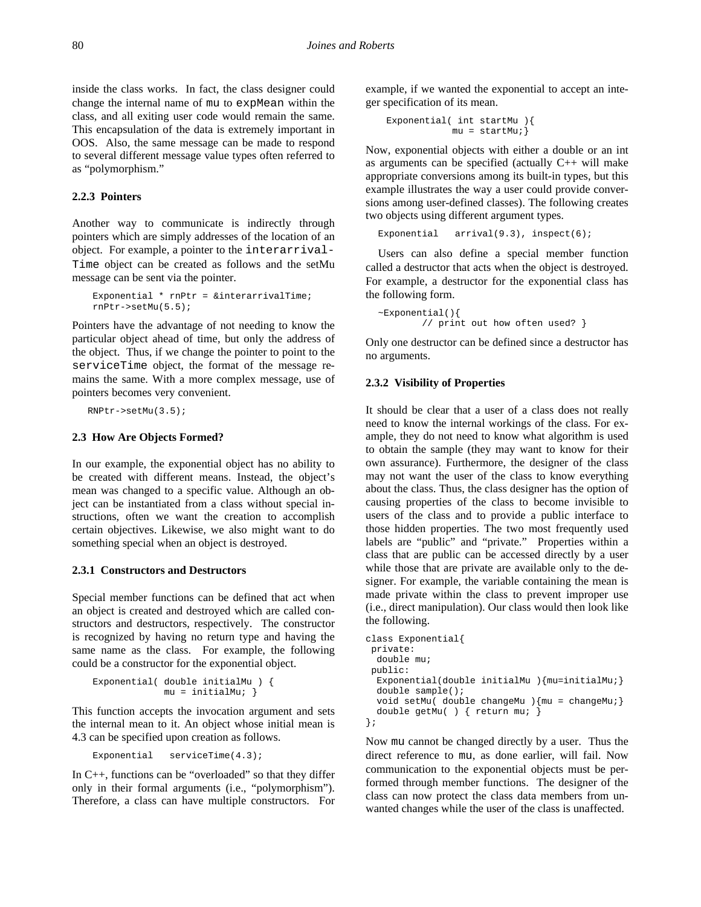inside the class works. In fact, the class designer could change the internal name of mu to expMean within the class, and all exiting user code would remain the same. This encapsulation of the data is extremely important in OOS. Also, the same message can be made to respond to several different message value types often referred to as "polymorphism."

### 2.2.3 Pointers

Another way to communicate is indirectly through pointers which are simply addresses of the location of an object. For example, a pointer to the interarrivalTime object can be created as follows and the setMu message can be sent via the pointer.

```
Exponential * rnPtr = &interarrivalTime;
rnPtr->setMu(5.5);
```

Pointers have the advantage of not needing to know the particular object ahead of time, but only the address of the object. Thus, if we change the pointer to point to the serviceTime object, the format of the message remains the same. With a more complex message, use of pointers becomes very convenient.

```
RNPtr->setMu(3.5);
```

## 2.3 How Are Objects Formed?

In our example, the exponential object has no ability to be created with different means. Instead, the object's mean was changed to a specific value. Although an object can be instantiated from a class without special instructions, often we want the creation to accomplish certain objectives. Likewise, we also might want to do something special when an object is destroyed.

### 2.3.1 Constructors and Destructors

Special member functions can be defined that act when an object is created and destroyed which are called constructors and destructors, respectively. The constructor is recognized by having no return type and having the same name as the class. For example, the following could be a constructor for the exponential object.

```
Exponential( double initialMu ) {
            mu = initialMu; }
```

This function accepts the invocation argument and sets the internal mean to it. An object whose initial mean is 4.3 can be specified upon creation as follows.

```
Exponential   serviceTime(4.3);
```

In C++, functions can be "overloaded" so that they differ only in their formal arguments (i.e., "polymorphism"). Therefore, a class can have multiple constructors. For example, if we wanted the exponential to accept an integer specification of its mean.

```
Exponential( int startMu ){
            mu = startMu;}
```

Now, exponential objects with either a double or an int as arguments can be specified (actually C++ will make appropriate conversions among its built-in types, but this example illustrates the way a user could provide conversions among user-defined classes). The following creates two objects using different argument types.

```
Exponential   arrival(9.3), inspect(6);
```

Users can also define a special member function called a destructor that acts when the object is destroyed. For example, a destructor for the exponential class has the following form.

```
~Exponential(){
        // print out how often used? }
```

Only one destructor can be defined since a destructor has no arguments.

### 2.3.2 Visibility of Properties

It should be clear that a user of a class does not really need to know the internal workings of the class. For example, they do not need to know what algorithm is used to obtain the sample (they may want to know for their own assurance). Furthermore, the designer of the class may not want the user of the class to know everything about the class. Thus, the class designer has the option of causing properties of the class to become invisible to users of the class and to provide a public interface to those hidden properties. The two most frequently used labels are "public" and "private." Properties within a class that are public can be accessed directly by a user while those that are private are available only to the designer. For example, the variable containing the mean is made private within the class to prevent improper use (i.e., direct manipulation). Our class would then look like the following.

```
class Exponential{
 private:
  double mu;
 public:
  Exponential(double initialMu ){mu=initialMu;}
  double sample();
  void setMu( double changeMu ){mu = changeMu;}
  double getMu( ) { return mu; }
};
```

Now mu cannot be changed directly by a user. Thus the direct reference to mu, as done earlier, will fail. Now communication to the exponential objects must be performed through member functions. The designer of the class can now protect the class data members from unwanted changes while the user of the class is unaffected.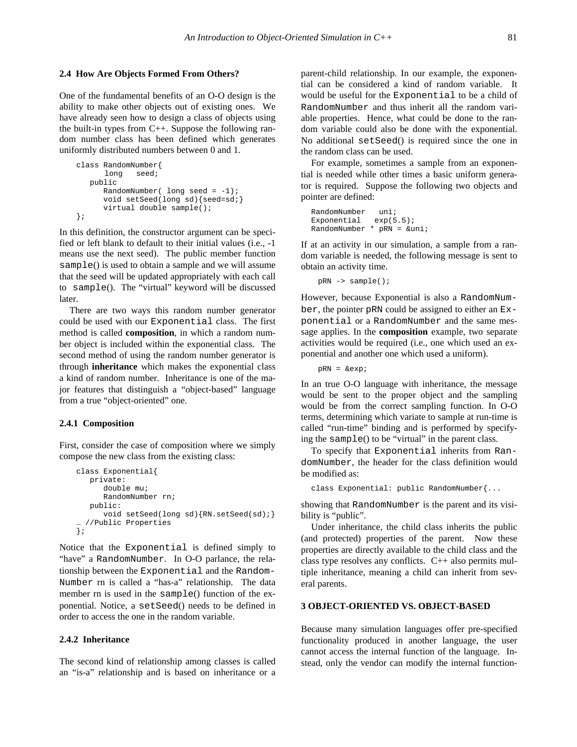### 2.4 How Are Objects Formed From Others?

One of the fundamental benefits of an O-O design is the ability to make other objects out of existing ones. We have already seen how to design a class of objects using the built-in types from C++. Suppose the following random number class has been defined which generates uniformly distributed numbers between 0 and 1.

```
class RandomNumber{
      long   seed;
   public
      RandomNumber( long seed = -1);
      void setSeed(long sd){seed=sd;}
      virtual double sample();
};
```

In this definition, the constructor argument can be specified or left blank to default to their initial values (i.e., -1 means use the next seed). The public member function `sample`() is used to obtain a sample and we will assume that the seed will be updated appropriately with each call to `sample`(). The "virtual" keyword will be discussed later.

There are two ways this random number generator could be used with our `Exponential` class. The first method is called **composition**, in which a random number object is included within the exponential class. The second method of using the random number generator is through **inheritance** which makes the exponential class a kind of random number. Inheritance is one of the major features that distinguish a "object-based" language from a true "object-oriented" one.

#### 2.4.1 Composition

First, consider the case of composition where we simply compose the new class from the existing class:

```
class Exponential{
   private:
      double mu;
      RandomNumber rn;
   public:
      void setSeed(long sd){RN.setSeed(sd);}
… //Public Properties
};
```

Notice that the `Exponential` is defined simply to "have" a `RandomNumber`. In O-O parlance, the relationship between the `Exponential` and the `RandomNumber` rn is called a "has-a" relationship. The data member rn is used in the `sample`() function of the exponential. Notice, a `setSeed`() needs to be defined in order to access the one in the random variable.

#### 2.4.2 Inheritance

The second kind of relationship among classes is called an "is-a" relationship and is based on inheritance or a parent-child relationship. In our example, the exponential can be considered a kind of random variable. It would be useful for the `Exponential` to be a child of `RandomNumber` and thus inherit all the random variable properties. Hence, what could be done to the random variable could also be done with the exponential. No additional `setSeed`() is required since the one in the random class can be used.

For example, sometimes a sample from an exponential is needed while other times a basic uniform generator is required. Suppose the following two objects and pointer are defined:

```
RandomNumber   uni;
Exponential   exp(5.5);
RandomNumber * pRN = &uni;
```

If at an activity in our simulation, a sample from a random variable is needed, the following message is sent to obtain an activity time.

```
pRN -> sample();
```

However, because Exponential is also a `RandomNumber`, the pointer `pRN` could be assigned to either an `Exponential` or a `RandomNumber` and the same message applies. In the **composition** example, two separate activities would be required (i.e., one which used an exponential and another one which used a uniform).

```
pRN = &exp;
```

In an true O-O language with inheritance, the message would be sent to the proper object and the sampling would be from the correct sampling function. In O-O terms, determining which variate to sample at run-time is called "run-time" binding and is performed by specifying the `sample`() to be "virtual" in the parent class.

To specify that `Exponential` inherits from `RandomNumber`, the header for the class definition would be modified as:

```
class Exponential: public RandomNumber{...
```

showing that `RandomNumber` is the parent and its visibility is "public".

Under inheritance, the child class inherits the public (and protected) properties of the parent. Now these properties are directly available to the child class and the class type resolves any conflicts. C++ also permits multiple inheritance, meaning a child can inherit from several parents.

## 3 OBJECT-ORIENTED VS. OBJECT-BASED

Because many simulation languages offer pre-specified functionality produced in another language, the user cannot access the internal function of the language. Instead, only the vendor can modify the internal function-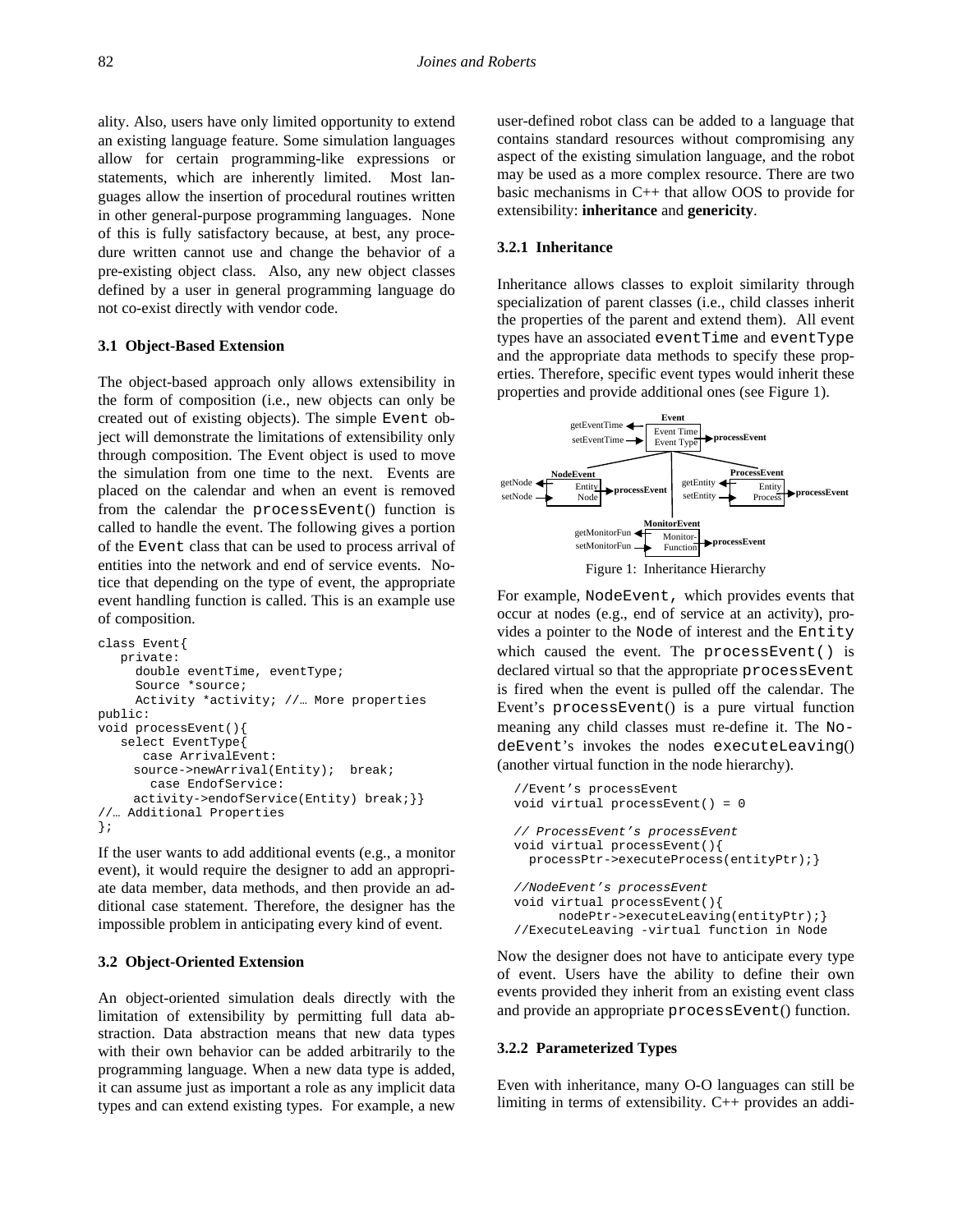ality. Also, users have only limited opportunity to extend an existing language feature. Some simulation languages allow for certain programming-like expressions or statements, which are inherently limited. Most languages allow the insertion of procedural routines written in other general-purpose programming languages. None of this is fully satisfactory because, at best, any procedure written cannot use and change the behavior of a pre-existing object class. Also, any new object classes defined by a user in general programming language do not co-exist directly with vendor code.

### 3.1 Object-Based Extension

The object-based approach only allows extensibility in the form of composition (i.e., new objects can only be created out of existing objects). The simple `Event` object will demonstrate the limitations of extensibility only through composition. The Event object is used to move the simulation from one time to the next. Events are placed on the calendar and when an event is removed from the calendar the `processEvent()` function is called to handle the event. The following gives a portion of the `Event` class that can be used to process arrival of entities into the network and end of service events. Notice that depending on the type of event, the appropriate event handling function is called. This is an example use of composition.

```
class Event{
   private:
     double eventTime, eventType;
     Source *source;
     Activity *activity; //… More properties
public:
void processEvent(){
   select EventType{
      case ArrivalEvent:
     source->newArrival(Entity);  break;
       case EndofService:
     activity->endofService(Entity) break;}}
//… Additional Properties
};
```

If the user wants to add additional events (e.g., a monitor event), it would require the designer to add an appropriate data member, data methods, and then provide an additional case statement. Therefore, the designer has the impossible problem in anticipating every kind of event.

### 3.2 Object-Oriented Extension

An object-oriented simulation deals directly with the limitation of extensibility by permitting full data abstraction. Data abstraction means that new data types with their own behavior can be added arbitrarily to the programming language. When a new data type is added, it can assume just as important a role as any implicit data types and can extend existing types. For example, a new user-defined robot class can be added to a language that contains standard resources without compromising any aspect of the existing simulation language, and the robot may be used as a more complex resource. There are two basic mechanisms in C++ that allow OOS to provide for extensibility: **inheritance** and **genericity**.

#### 3.2.1 Inheritance

Inheritance allows classes to exploit similarity through specialization of parent classes (i.e., child classes inherit the properties of the parent and extend them). All event types have an associated `eventTime` and `eventType` and the appropriate data methods to specify these properties. Therefore, specific event types would inherit these properties and provide additional ones (see Figure 1).

Figure 1: Inheritance Hierarchy

For example, `NodeEvent`, which provides events that occur at nodes (e.g., end of service at an activity), provides a pointer to the `Node` of interest and the `Entity` which caused the event. The `processEvent()` is declared virtual so that the appropriate `processEvent` is fired when the event is pulled off the calendar. The Event's `processEvent()` is a pure virtual function meaning any child classes must re-define it. The `NodeEvent`'s invokes the nodes `executeLeaving()` (another virtual function in the node hierarchy).

```
//Event's processEvent
void virtual processEvent() = 0

// ProcessEvent's processEvent
void virtual processEvent(){
  processPtr->executeProcess(entityPtr);}

//NodeEvent's processEvent
void virtual processEvent(){
      nodePtr->executeLeaving(entityPtr);}
//ExecuteLeaving -virtual function in Node
```

Now the designer does not have to anticipate every type of event. Users have the ability to define their own events provided they inherit from an existing event class and provide an appropriate `processEvent()` function.

#### 3.2.2 Parameterized Types

Even with inheritance, many O-O languages can still be limiting in terms of extensibility. C++ provides an addi-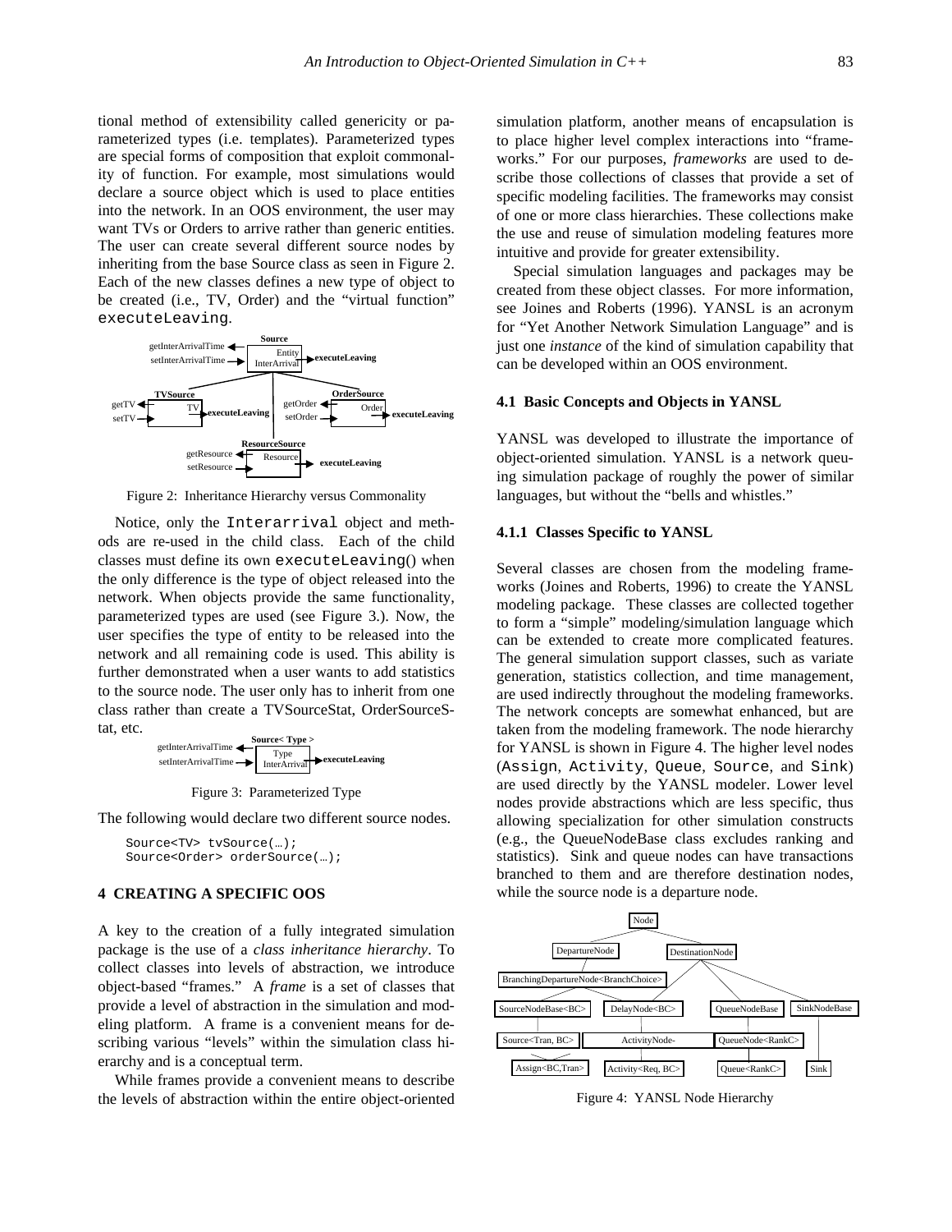tional method of extensibility called genericity or parameterized types (i.e. templates). Parameterized types are special forms of composition that exploit commonality of function. For example, most simulations would declare a source object which is used to place entities into the network. In an OOS environment, the user may want TVs or Orders to arrive rather than generic entities. The user can create several different source nodes by inheriting from the base Source class as seen in Figure 2. Each of the new classes defines a new type of object to be created (i.e., TV, Order) and the "virtual function" `executeLeaving`.

Source
getInterArrivalTime
setInterArrivalTime
Entity
InterArrival
executeLeaving
TVSource
getTV
setTV
TV
executeLeaving
OrderSource
getOrder
setOrder
Order
executeLeaving
ResourceSource
getResource
setResource
Resource
executeLeaving

Figure 2: Inheritance Hierarchy versus Commonality

Notice, only the `Interarrival` object and methods are re-used in the child class. Each of the child classes must define its own `executeLeaving`() when the only difference is the type of object released into the network. When objects provide the same functionality, parameterized types are used (see Figure 3.). Now, the user specifies the type of entity to be released into the network and all remaining code is used. This ability is further demonstrated when a user wants to add statistics to the source node. The user only has to inherit from one class rather than create a TVSourceStat, OrderSourceStat, etc.

Source< Type >
getInterArrivalTime
setInterArrivalTime
Type
InterArrival
executeLeaving

Figure 3: Parameterized Type

The following would declare two different source nodes.

```
Source<TV> tvSource(…);
Source<Order> orderSource(…);
```

## 4 CREATING A SPECIFIC OOS

A key to the creation of a fully integrated simulation package is the use of a *class inheritance hierarchy*. To collect classes into levels of abstraction, we introduce object-based "frames." A *frame* is a set of classes that provide a level of abstraction in the simulation and modeling platform. A frame is a convenient means for describing various "levels" within the simulation class hierarchy and is a conceptual term.

While frames provide a convenient means to describe the levels of abstraction within the entire object-oriented simulation platform, another means of encapsulation is to place higher level complex interactions into "frameworks." For our purposes, *frameworks* are used to describe those collections of classes that provide a set of specific modeling facilities. The frameworks may consist of one or more class hierarchies. These collections make the use and reuse of simulation modeling features more intuitive and provide for greater extensibility.

Special simulation languages and packages may be created from these object classes. For more information, see Joines and Roberts (1996). YANSL is an acronym for "Yet Another Network Simulation Language" and is just one *instance* of the kind of simulation capability that can be developed within an OOS environment.

### 4.1 Basic Concepts and Objects in YANSL

YANSL was developed to illustrate the importance of object-oriented simulation. YANSL is a network queuing simulation package of roughly the power of similar languages, but without the "bells and whistles."

#### 4.1.1 Classes Specific to YANSL

Several classes are chosen from the modeling frameworks (Joines and Roberts, 1996) to create the YANSL modeling package. These classes are collected together to form a "simple" modeling/simulation language which can be extended to create more complicated features. The general simulation support classes, such as variate generation, statistics collection, and time management, are used indirectly throughout the modeling frameworks. The network concepts are somewhat enhanced, but are taken from the modeling framework. The node hierarchy for YANSL is shown in Figure 4. The higher level nodes (`Assign`, `Activity`, `Queue`, `Source`, and `Sink`) are used directly by the YANSL modeler. Lower level nodes provide abstractions which are less specific, thus allowing specialization for other simulation constructs (e.g., the QueueNodeBase class excludes ranking and statistics). Sink and queue nodes can have transactions branched to them and are therefore destination nodes, while the source node is a departure node.

Node
DepartureNode
DestinationNode
BranchingDepartureNode<BranchChoice>
SourceNodeBase<BC>
DelayNode<BC>
QueueNodeBase
SinkNodeBase
Source<Tran, BC>
ActivityNode-
QueueNode<RankC>
Assign<BC,Tran>
Activity<Req, BC>
Queue<RankC>
Sink

Figure 4: YANSL Node Hierarchy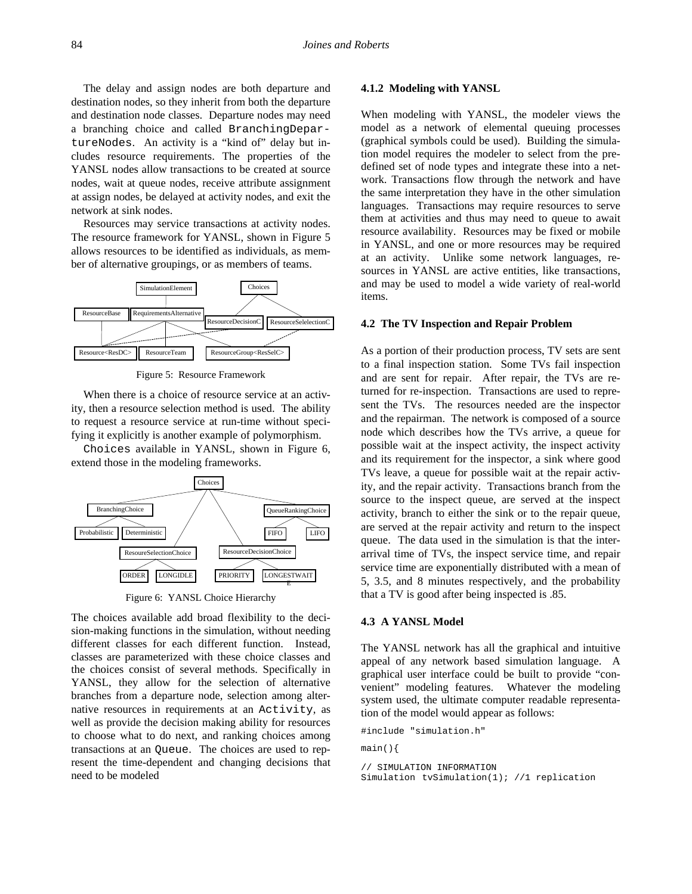The delay and assign nodes are both departure and destination nodes, so they inherit from both the departure and destination node classes. Departure nodes may need a branching choice and called `BranchingDepartureNodes`. An activity is a "kind of" delay but includes resource requirements. The properties of the YANSL nodes allow transactions to be created at source nodes, wait at queue nodes, receive attribute assignment at assign nodes, be delayed at activity nodes, and exit the network at sink nodes.

Resources may service transactions at activity nodes. The resource framework for YANSL, shown in Figure 5 allows resources to be identified as individuals, as member of alternative groupings, or as members of teams.

Figure 5: Resource Framework

When there is a choice of resource service at an activity, then a resource selection method is used. The ability to request a resource service at run-time without specifying it explicitly is another example of polymorphism.

`Choices` available in YANSL, shown in Figure 6, extend those in the modeling frameworks.

Figure 6: YANSL Choice Hierarchy

The choices available add broad flexibility to the decision-making functions in the simulation, without needing different classes for each different function. Instead, classes are parameterized with these choice classes and the choices consist of several methods. Specifically in YANSL, they allow for the selection of alternative branches from a departure node, selection among alternative resources in requirements at an `Activity`, as well as provide the decision making ability for resources to choose what to do next, and ranking choices among transactions at an `Queue`. The choices are used to represent the time-dependent and changing decisions that need to be modeled

#### 4.1.2 Modeling with YANSL

When modeling with YANSL, the modeler views the model as a network of elemental queuing processes (graphical symbols could be used). Building the simulation model requires the modeler to select from the predefined set of node types and integrate these into a network. Transactions flow through the network and have the same interpretation they have in the other simulation languages. Transactions may require resources to serve them at activities and thus may need to queue to await resource availability. Resources may be fixed or mobile in YANSL, and one or more resources may be required at an activity. Unlike some network languages, resources in YANSL are active entities, like transactions, and may be used to model a wide variety of real-world items.

### 4.2 The TV Inspection and Repair Problem

As a portion of their production process, TV sets are sent to a final inspection station. Some TVs fail inspection and are sent for repair. After repair, the TVs are returned for re-inspection. Transactions are used to represent the TVs. The resources needed are the inspector and the repairman. The network is composed of a source node which describes how the TVs arrive, a queue for possible wait at the inspect activity, the inspect activity and its requirement for the inspector, a sink where good TVs leave, a queue for possible wait at the repair activity, and the repair activity. Transactions branch from the source to the inspect queue, are served at the inspect activity, branch to either the sink or to the repair queue, are served at the repair activity and return to the inspect queue. The data used in the simulation is that the interarrival time of TVs, the inspect service time, and repair service time are exponentially distributed with a mean of 5, 3.5, and 8 minutes respectively, and the probability that a TV is good after being inspected is .85.

### 4.3 A YANSL Model

The YANSL network has all the graphical and intuitive appeal of any network based simulation language. A graphical user interface could be built to provide "convenient" modeling features. Whatever the modeling system used, the ultimate computer readable representation of the model would appear as follows:

```
#include "simulation.h"

main(){

// SIMULATION INFORMATION
Simulation tvSimulation(1); //1 replication
```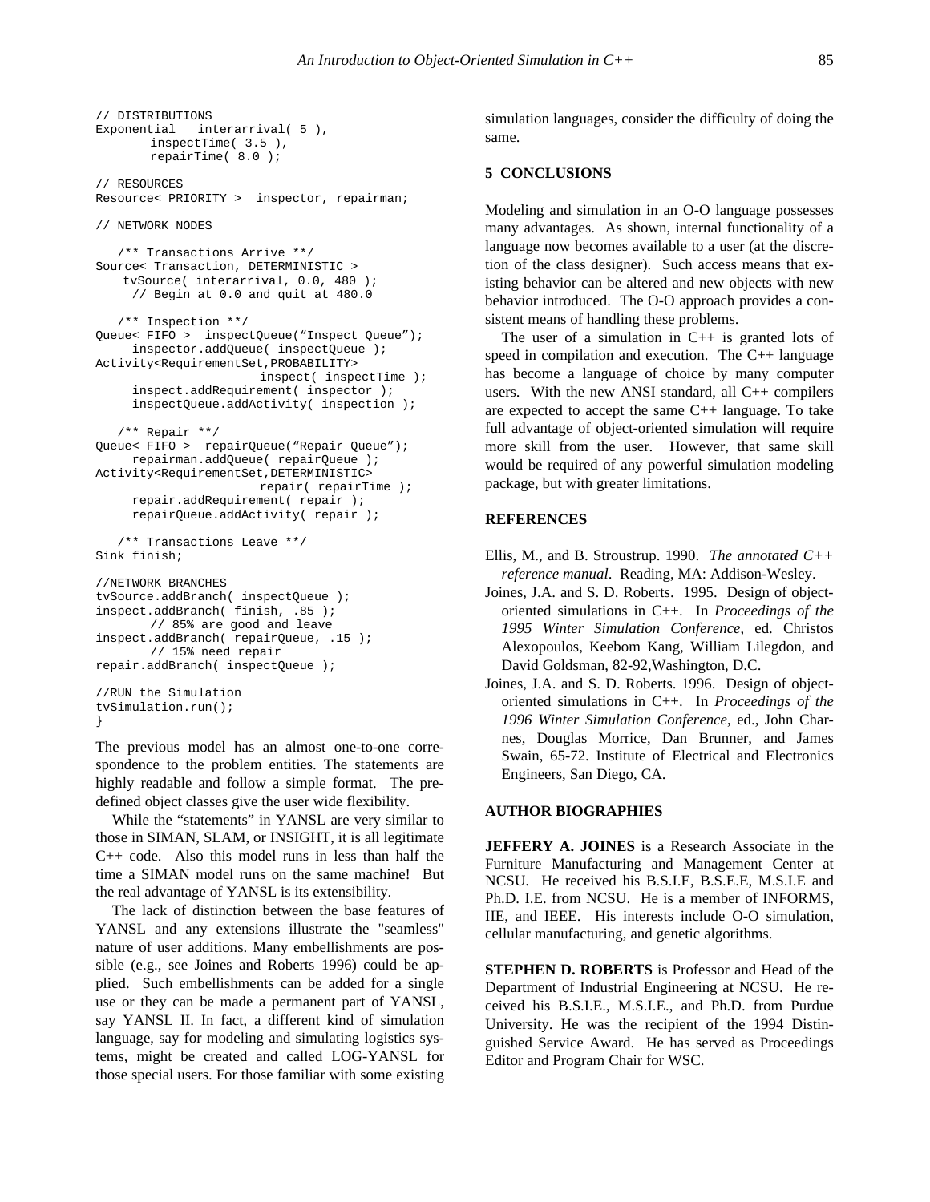```
// DISTRIBUTIONS
Exponential   interarrival( 5 ),
       inspectTime( 3.5 ),
       repairTime( 8.0 );

// RESOURCES
Resource< PRIORITY >  inspector, repairman;

// NETWORK NODES

   /** Transactions Arrive **/
Source< Transaction, DETERMINISTIC >
    tvSource( interarrival, 0.0, 480 );
     // Begin at 0.0 and quit at 480.0

   /** Inspection **/
Queue< FIFO >  inspectQueue("Inspect Queue");
     inspector.addQueue( inspectQueue );
Activity<RequirementSet,PROBABILITY>
                        inspect( inspectTime );
     inspect.addRequirement( inspector );
     inspectQueue.addActivity( inspection );

   /** Repair **/
Queue< FIFO >  repairQueue("Repair Queue");
     repairman.addQueue( repairQueue );
Activity<RequirementSet,DETERMINISTIC>
                        repair( repairTime );
     repair.addRequirement( repair );
     repairQueue.addActivity( repair );

   /** Transactions Leave **/
Sink finish;

//NETWORK BRANCHES
tvSource.addBranch( inspectQueue );
inspect.addBranch( finish, .85 );
       // 85% are good and leave
inspect.addBranch( repairQueue, .15 );
       // 15% need repair
repair.addBranch( inspectQueue );

//RUN the Simulation
tvSimulation.run();
}
```

The previous model has an almost one-to-one correspondence to the problem entities. The statements are highly readable and follow a simple format. The predefined object classes give the user wide flexibility.

While the "statements" in YANSL are very similar to those in SIMAN, SLAM, or INSIGHT, it is all legitimate C++ code. Also this model runs in less than half the time a SIMAN model runs on the same machine! But the real advantage of YANSL is its extensibility.

The lack of distinction between the base features of YANSL and any extensions illustrate the "seamless" nature of user additions. Many embellishments are possible (e.g., see Joines and Roberts 1996) could be applied. Such embellishments can be added for a single use or they can be made a permanent part of YANSL, say YANSL II. In fact, a different kind of simulation language, say for modeling and simulating logistics systems, might be created and called LOG-YANSL for those special users. For those familiar with some existing simulation languages, consider the difficulty of doing the same.

## 5 CONCLUSIONS

Modeling and simulation in an O-O language possesses many advantages. As shown, internal functionality of a language now becomes available to a user (at the discretion of the class designer). Such access means that existing behavior can be altered and new objects with new behavior introduced. The O-O approach provides a consistent means of handling these problems.

The user of a simulation in C++ is granted lots of speed in compilation and execution. The C++ language has become a language of choice by many computer users. With the new ANSI standard, all C++ compilers are expected to accept the same C++ language. To take full advantage of object-oriented simulation will require more skill from the user. However, that same skill would be required of any powerful simulation modeling package, but with greater limitations.

## REFERENCES

Ellis, M., and B. Stroustrup. 1990. *The annotated C++ reference manual*. Reading, MA: Addison-Wesley.

Joines, J.A. and S. D. Roberts. 1995. Design of object-oriented simulations in C++. In *Proceedings of the 1995 Winter Simulation Conference*, ed. Christos Alexopoulos, Keebom Kang, William Lilegdon, and David Goldsman, 82-92,Washington, D.C.

Joines, J.A. and S. D. Roberts. 1996. Design of object-oriented simulations in C++. In *Proceedings of the 1996 Winter Simulation Conference*, ed., John Charnes, Douglas Morrice, Dan Brunner, and James Swain, 65-72. Institute of Electrical and Electronics Engineers, San Diego, CA.

## AUTHOR BIOGRAPHIES

**JEFFERY A. JOINES** is a Research Associate in the Furniture Manufacturing and Management Center at NCSU. He received his B.S.I.E, B.S.E.E, M.S.I.E and Ph.D. I.E. from NCSU. He is a member of INFORMS, IIE, and IEEE. His interests include O-O simulation, cellular manufacturing, and genetic algorithms.

**STEPHEN D. ROBERTS** is Professor and Head of the Department of Industrial Engineering at NCSU. He received his B.S.I.E., M.S.I.E., and Ph.D. from Purdue University. He was the recipient of the 1994 Distinguished Service Award. He has served as Proceedings Editor and Program Chair for WSC.